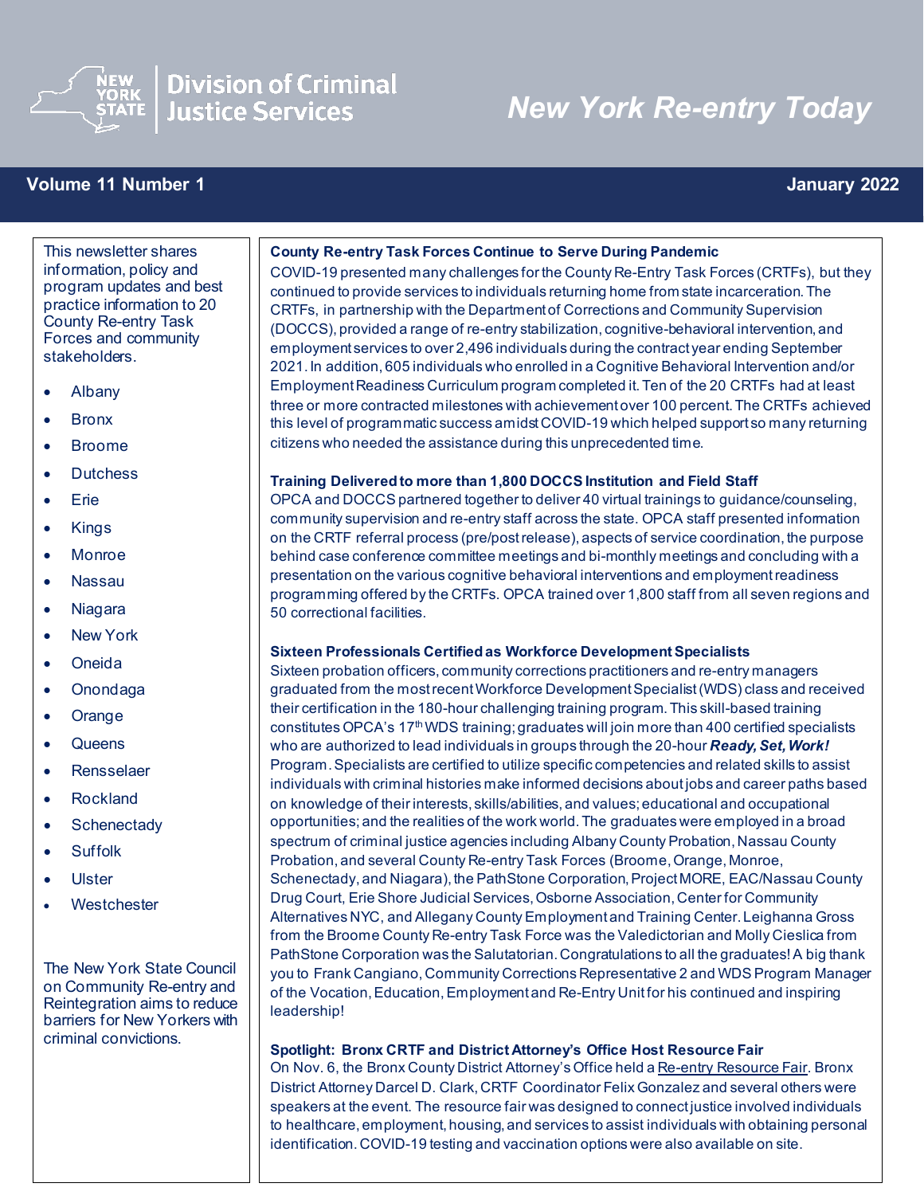Division of Criminal Justice Services

# New York Re-entry Today

**Volume 11 Number 1** **January 2022**

This newsletter shares information, policy and program updates and best practice information to 20 County Re-entry Task Forces and community stakeholders.

- Albany
- Bronx
- Broome
- Dutchess
- Erie
- Kings
- Monroe
- Nassau
- Niagara
- New York
- Oneida
- Onondaga
- Orange
- Queens
- Rensselaer
- Rockland
- Schenectady
- Suffolk
- Ulster
- Westchester

The New York State Council on Community Re-entry and Reintegration aims to reduce barriers for New Yorkers with criminal convictions.

### County Re-entry Task Forces Continue to Serve During Pandemic

COVID-19 presented many challenges for the County Re-Entry Task Forces (CRTFs), but they continued to provide services to individuals returning home from state incarceration. The CRTFs, in partnership with the Department of Corrections and Community Supervision (DOCCS), provided a range of re-entry stabilization, cognitive-behavioral intervention, and employment services to over 2,496 individuals during the contract year ending September 2021. In addition, 605 individuals who enrolled in a Cognitive Behavioral Intervention and/or Employment Readiness Curriculum program completed it. Ten of the 20 CRTFs had at least three or more contracted milestones with achievement over 100 percent. The CRTFs achieved this level of programmatic success amidst COVID-19 which helped support so many returning citizens who needed the assistance during this unprecedented time.

### Training Delivered to more than 1,800 DOCCS Institution and Field Staff

OPCA and DOCCS partnered together to deliver 40 virtual trainings to guidance/counseling, community supervision and re-entry staff across the state. OPCA staff presented information on the CRTF referral process (pre/post release), aspects of service coordination, the purpose behind case conference committee meetings and bi-monthly meetings and concluding with a presentation on the various cognitive behavioral interventions and employment readiness programming offered by the CRTFs. OPCA trained over 1,800 staff from all seven regions and 50 correctional facilities.

### Sixteen Professionals Certified as Workforce Development Specialists

Sixteen probation officers, community corrections practitioners and re-entry managers graduated from the most recent Workforce Development Specialist (WDS) class and received their certification in the 180-hour challenging training program. This skill-based training constitutes OPCA's 17th WDS training; graduates will join more than 400 certified specialists who are authorized to lead individuals in groups through the 20-hour ***Ready, Set, Work!*** Program. Specialists are certified to utilize specific competencies and related skills to assist individuals with criminal histories make informed decisions about jobs and career paths based on knowledge of their interests, skills/abilities, and values; educational and occupational opportunities; and the realities of the work world. The graduates were employed in a broad spectrum of criminal justice agencies including Albany County Probation, Nassau County Probation, and several County Re-entry Task Forces (Broome, Orange, Monroe, Schenectady, and Niagara), the PathStone Corporation, Project MORE, EAC/Nassau County Drug Court, Erie Shore Judicial Services, Osborne Association, Center for Community Alternatives NYC, and Allegany County Employment and Training Center. Leighanna Gross from the Broome County Re-entry Task Force was the Valedictorian and Molly Cieslica from PathStone Corporation was the Salutatorian. Congratulations to all the graduates! A big thank you to Frank Cangiano, Community Corrections Representative 2 and WDS Program Manager of the Vocation, Education, Employment and Re-Entry Unit for his continued and inspiring leadership!

### Spotlight: Bronx CRTF and District Attorney's Office Host Resource Fair

On Nov. 6, the Bronx County District Attorney's Office held a Re-entry Resource Fair. Bronx District Attorney Darcel D. Clark, CRTF Coordinator Felix Gonzalez and several others were speakers at the event. The resource fair was designed to connect justice involved individuals to healthcare, employment, housing, and services to assist individuals with obtaining personal identification. COVID-19 testing and vaccination options were also available on site.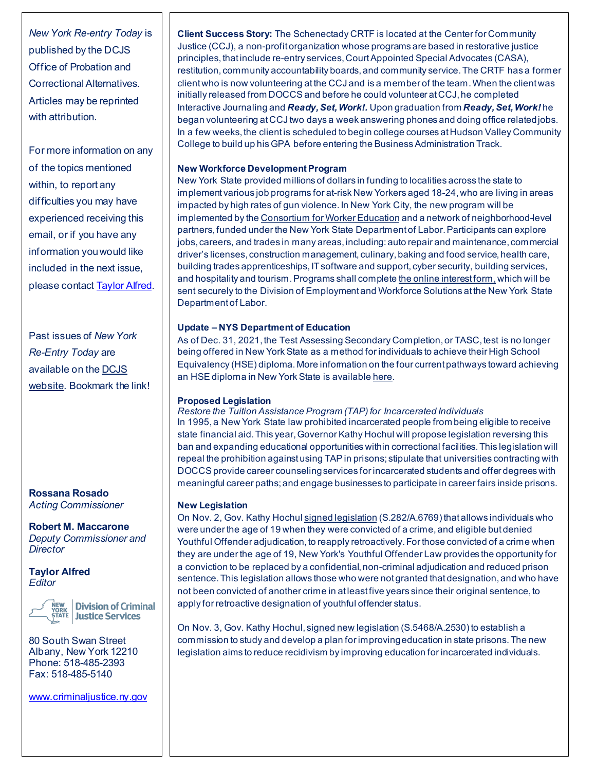*New York Re-entry Today* is published by the DCJS Office of Probation and Correctional Alternatives. Articles may be reprinted with attribution.

For more information on any of the topics mentioned within, to report any difficulties you may have experienced receiving this email, or if you have any information you would like included in the next issue, please contact Taylor Alfred.

Past issues of *New York Re-Entry Today* are available on the DCJS website. Bookmark the link!

**Rossana Rosado**
*Acting Commissioner*

**Robert M. Maccarone**
*Deputy Commissioner and Director*

**Taylor Alfred**
*Editor*

New York State | Division of Criminal Justice Services

80 South Swan Street
Albany, New York 12210
Phone: 518-485-2393
Fax: 518-485-5140

www.criminaljustice.ny.gov

**Client Success Story:** The Schenectady CRTF is located at the Center for Community Justice (CCJ), a non-profit organization whose programs are based in restorative justice principles, that include re-entry services, Court Appointed Special Advocates (CASA), restitution, community accountability boards, and community service. The CRTF has a former client who is now volunteering at the CCJ and is a member of the team. When the client was initially released from DOCCS and before he could volunteer at CCJ, he completed Interactive Journaling and ***Ready, Set, Work!***. Upon graduation from ***Ready, Set, Work!*** he began volunteering at CCJ two days a week answering phones and doing office related jobs. In a few weeks, the client is scheduled to begin college courses at Hudson Valley Community College to build up his GPA before entering the Business Administration Track.

**New Workforce Development Program**

New York State provided millions of dollars in funding to localities across the state to implement various job programs for at-risk New Yorkers aged 18-24, who are living in areas impacted by high rates of gun violence. In New York City, the new program will be implemented by the Consortium for Worker Education and a network of neighborhood-level partners, funded under the New York State Department of Labor. Participants can explore jobs, careers, and trades in many areas, including: auto repair and maintenance, commercial driver's licenses, construction management, culinary, baking and food service, health care, building trades apprenticeships, IT software and support, cyber security, building services, and hospitality and tourism. Programs shall complete the online interest form, which will be sent securely to the Division of Employment and Workforce Solutions at the New York State Department of Labor.

**Update – NYS Department of Education**

As of Dec. 31, 2021, the Test Assessing Secondary Completion, or TASC, test is no longer being offered in New York State as a method for individuals to achieve their High School Equivalency (HSE) diploma. More information on the four current pathways toward achieving an HSE diploma in New York State is available here.

**Proposed Legislation**

*Restore the Tuition Assistance Program (TAP) for Incarcerated Individuals*

In 1995, a New York State law prohibited incarcerated people from being eligible to receive state financial aid. This year, Governor Kathy Hochul will propose legislation reversing this ban and expanding educational opportunities within correctional facilities. This legislation will repeal the prohibition against using TAP in prisons; stipulate that universities contracting with DOCCS provide career counseling services for incarcerated students and offer degrees with meaningful career paths; and engage businesses to participate in career fairs inside prisons.

**New Legislation**

On Nov. 2, Gov. Kathy Hochul signed legislation (S.282/A.6769) that allows individuals who were under the age of 19 when they were convicted of a crime, and eligible but denied Youthful Offender adjudication, to reapply retroactively. For those convicted of a crime when they are under the age of 19, New York's Youthful Offender Law provides the opportunity for a conviction to be replaced by a confidential, non-criminal adjudication and reduced prison sentence. This legislation allows those who were not granted that designation, and who have not been convicted of another crime in at least five years since their original sentence, to apply for retroactive designation of youthful offender status.

On Nov. 3, Gov. Kathy Hochul, signed new legislation (S.5468/A.2530) to establish a commission to study and develop a plan for improving education in state prisons. The new legislation aims to reduce recidivism by improving education for incarcerated individuals.